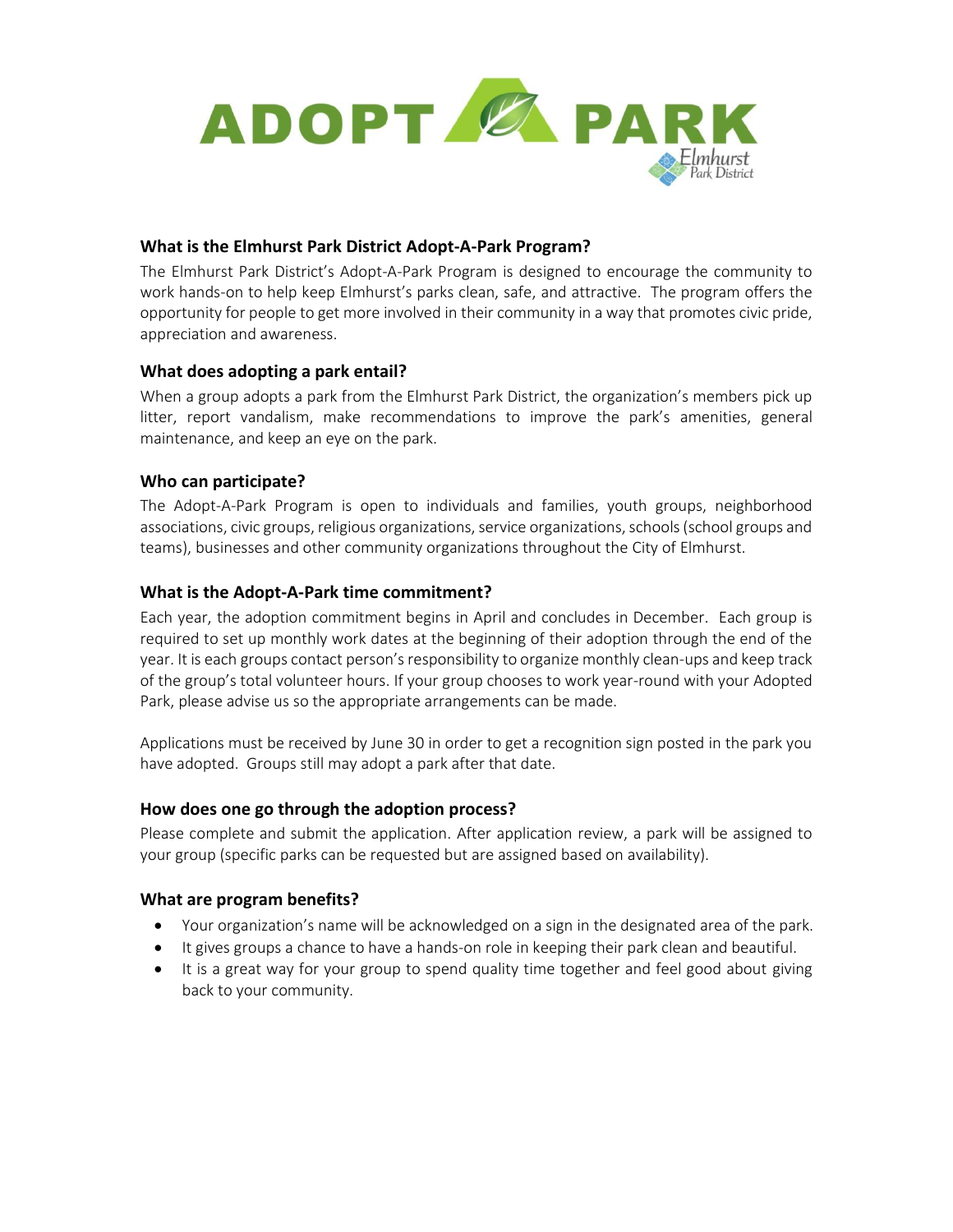# ADOPT A PARK

Elmhurst Park District

### What is the Elmhurst Park District Adopt-A-Park Program?

The Elmhurst Park District's Adopt-A-Park Program is designed to encourage the community to work hands-on to help keep Elmhurst's parks clean, safe, and attractive. The program offers the opportunity for people to get more involved in their community in a way that promotes civic pride, appreciation and awareness.

### What does adopting a park entail?

When a group adopts a park from the Elmhurst Park District, the organization's members pick up litter, report vandalism, make recommendations to improve the park's amenities, general maintenance, and keep an eye on the park.

### Who can participate?

The Adopt-A-Park Program is open to individuals and families, youth groups, neighborhood associations, civic groups, religious organizations, service organizations, schools (school groups and teams), businesses and other community organizations throughout the City of Elmhurst.

### What is the Adopt-A-Park time commitment?

Each year, the adoption commitment begins in April and concludes in December. Each group is required to set up monthly work dates at the beginning of their adoption through the end of the year. It is each groups contact person's responsibility to organize monthly clean-ups and keep track of the group's total volunteer hours. If your group chooses to work year-round with your Adopted Park, please advise us so the appropriate arrangements can be made.

Applications must be received by June 30 in order to get a recognition sign posted in the park you have adopted. Groups still may adopt a park after that date.

### How does one go through the adoption process?

Please complete and submit the application. After application review, a park will be assigned to your group (specific parks can be requested but are assigned based on availability).

### What are program benefits?

- Your organization's name will be acknowledged on a sign in the designated area of the park.
- It gives groups a chance to have a hands-on role in keeping their park clean and beautiful.
- It is a great way for your group to spend quality time together and feel good about giving back to your community.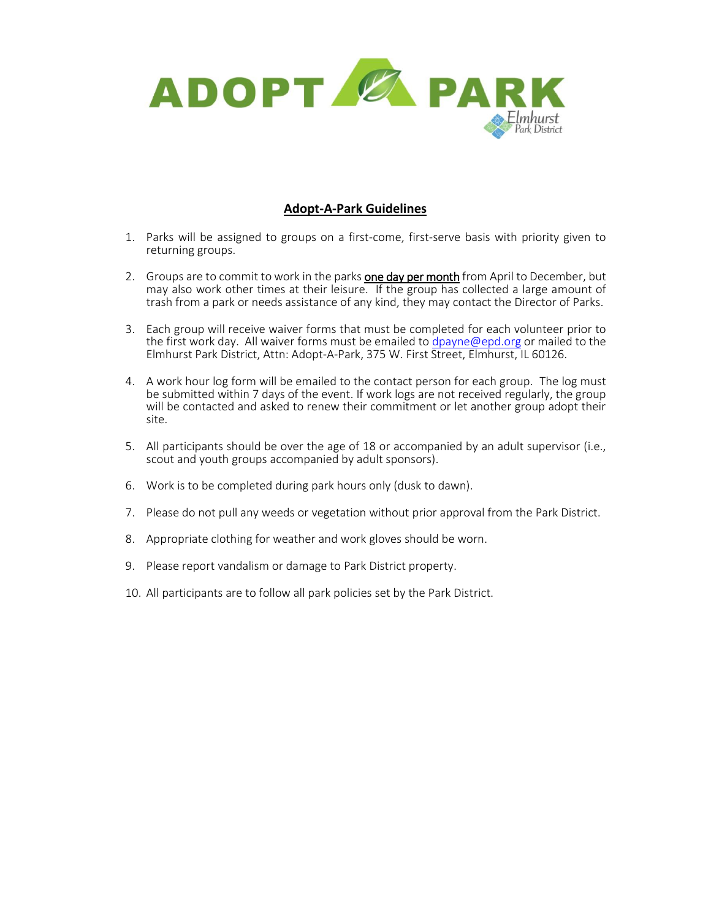ADOPT A PARK

Elmhurst Park District

## Adopt-A-Park Guidelines

1. Parks will be assigned to groups on a first-come, first-serve basis with priority given to returning groups.

2. Groups are to commit to work in the parks **one day per month** from April to December, but may also work other times at their leisure. If the group has collected a large amount of trash from a park or needs assistance of any kind, they may contact the Director of Parks.

3. Each group will receive waiver forms that must be completed for each volunteer prior to the first work day. All waiver forms must be emailed to dpayne@epd.org or mailed to the Elmhurst Park District, Attn: Adopt-A-Park, 375 W. First Street, Elmhurst, IL 60126.

4. A work hour log form will be emailed to the contact person for each group. The log must be submitted within 7 days of the event. If work logs are not received regularly, the group will be contacted and asked to renew their commitment or let another group adopt their site.

5. All participants should be over the age of 18 or accompanied by an adult supervisor (i.e., scout and youth groups accompanied by adult sponsors).

6. Work is to be completed during park hours only (dusk to dawn).

7. Please do not pull any weeds or vegetation without prior approval from the Park District.

8. Appropriate clothing for weather and work gloves should be worn.

9. Please report vandalism or damage to Park District property.

10. All participants are to follow all park policies set by the Park District.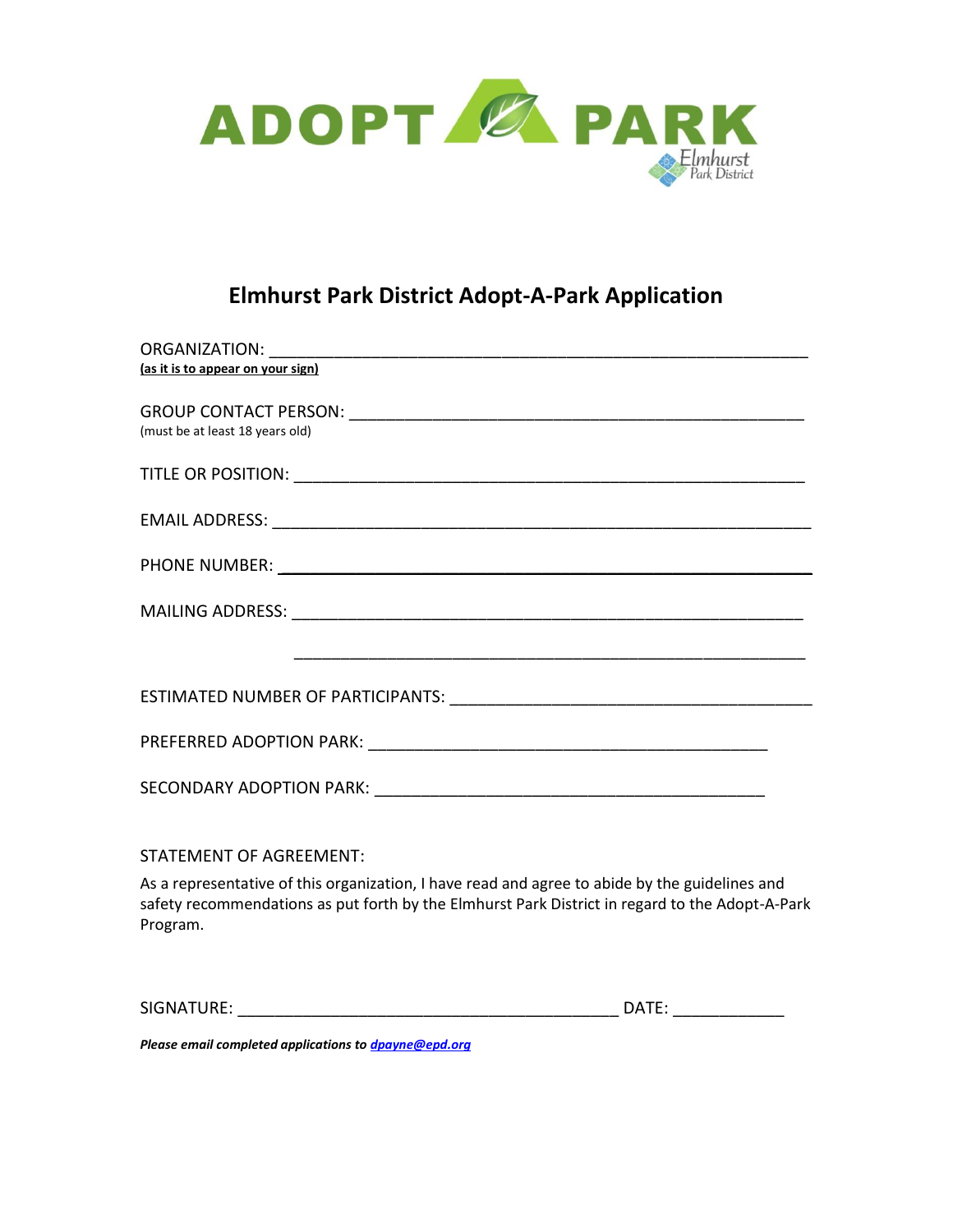ADOPT A PARK

Elmhurst Park District

## Elmhurst Park District Adopt-A-Park Application

ORGANIZATION: ____________________________________________________________
**(as it is to appear on your sign)**

GROUP CONTACT PERSON: ____________________________________________________
(must be at least 18 years old)

TITLE OR POSITION: _______________________________________________________

EMAIL ADDRESS: __________________________________________________________

PHONE NUMBER: __________________________________________________________

MAILING ADDRESS: ________________________________________________________

________________________________________________________

ESTIMATED NUMBER OF PARTICIPANTS: _____________________________________

PREFERRED ADOPTION PARK: _______________________________________________

SECONDARY ADOPTION PARK: _______________________________________________

STATEMENT OF AGREEMENT:

As a representative of this organization, I have read and agree to abide by the guidelines and safety recommendations as put forth by the Elmhurst Park District in regard to the Adopt-A-Park Program.

SIGNATURE: ___________________________________________ DATE: ____________

***Please email completed applications to dpayne@epd.org***